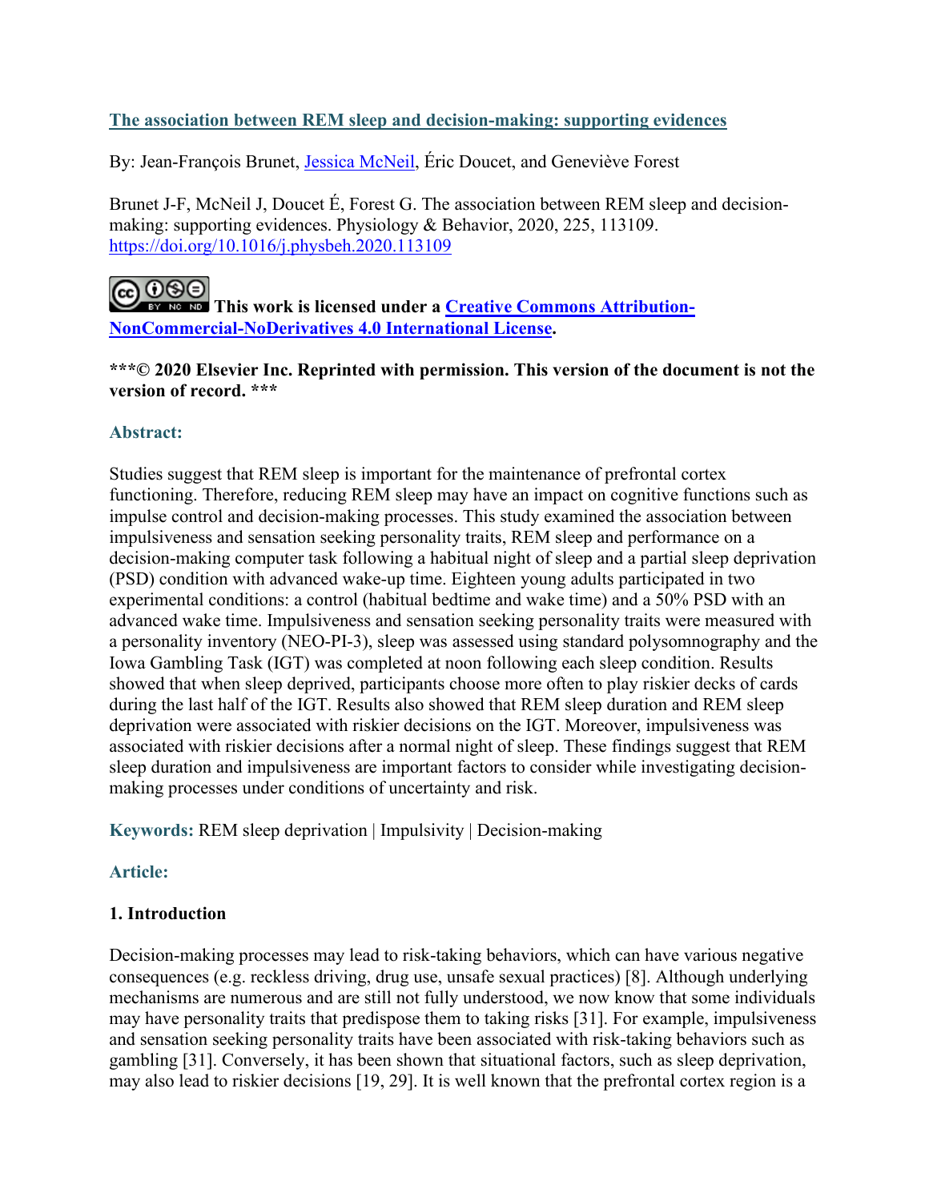**[The association between REM sleep and decision-making: supporting evidences](https://doi.org/10.1016/j.physbeh.2020.113109)**

By: Jean-François Brunet, [Jessica McNeil](#), Éric Doucet, and Geneviève Forest

Brunet J-F, McNeil J, Doucet É, Forest G. The association between REM sleep and decision-making: supporting evidences. Physiology & Behavior, 2020, 225, 113109. [https://doi.org/10.1016/j.physbeh.2020.113109](https://doi.org/10.1016/j.physbeh.2020.113109)

**This work is licensed under a [Creative Commons Attribution-NonCommercial-NoDerivatives 4.0 International License](https://creativecommons.org/licenses/by-nc-nd/4.0/).**

**\*\*\*© 2020 Elsevier Inc. Reprinted with permission. This version of the document is not the version of record. \*\*\***

## Abstract:

Studies suggest that REM sleep is important for the maintenance of prefrontal cortex functioning. Therefore, reducing REM sleep may have an impact on cognitive functions such as impulse control and decision-making processes. This study examined the association between impulsiveness and sensation seeking personality traits, REM sleep and performance on a decision-making computer task following a habitual night of sleep and a partial sleep deprivation (PSD) condition with advanced wake-up time. Eighteen young adults participated in two experimental conditions: a control (habitual bedtime and wake time) and a 50% PSD with an advanced wake time. Impulsiveness and sensation seeking personality traits were measured with a personality inventory (NEO-PI-3), sleep was assessed using standard polysomnography and the Iowa Gambling Task (IGT) was completed at noon following each sleep condition. Results showed that when sleep deprived, participants choose more often to play riskier decks of cards during the last half of the IGT. Results also showed that REM sleep duration and REM sleep deprivation were associated with riskier decisions on the IGT. Moreover, impulsiveness was associated with riskier decisions after a normal night of sleep. These findings suggest that REM sleep duration and impulsiveness are important factors to consider while investigating decision-making processes under conditions of uncertainty and risk.

**Keywords:** REM sleep deprivation | Impulsivity | Decision-making

## Article:

### 1. Introduction

Decision-making processes may lead to risk-taking behaviors, which can have various negative consequences (e.g. reckless driving, drug use, unsafe sexual practices) [8]. Although underlying mechanisms are numerous and are still not fully understood, we now know that some individuals may have personality traits that predispose them to taking risks [31]. For example, impulsiveness and sensation seeking personality traits have been associated with risk-taking behaviors such as gambling [31]. Conversely, it has been shown that situational factors, such as sleep deprivation, may also lead to riskier decisions [19, 29]. It is well known that the prefrontal cortex region is a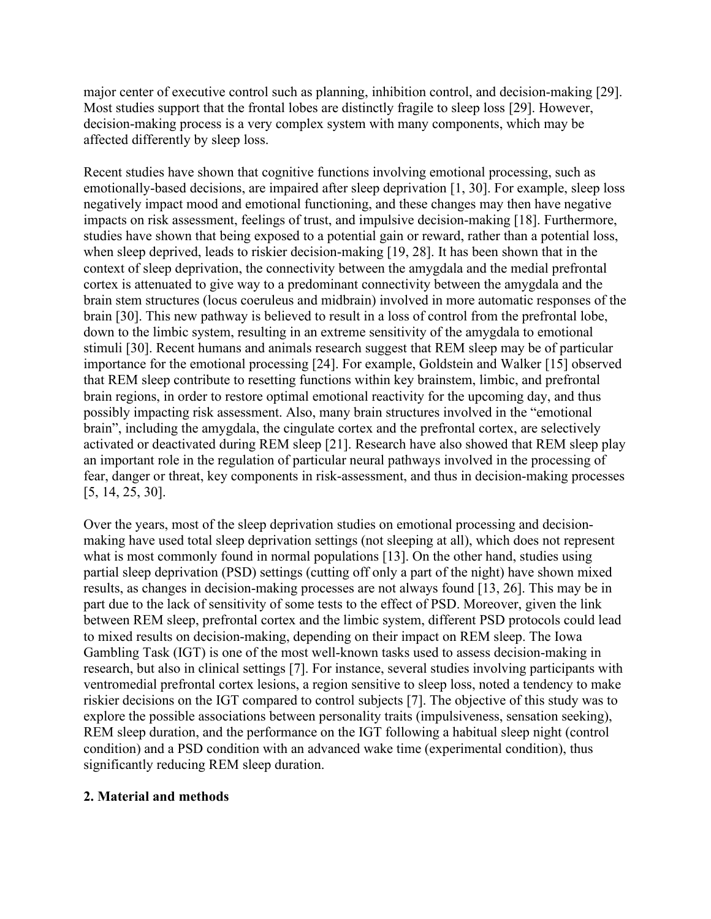major center of executive control such as planning, inhibition control, and decision-making [29]. Most studies support that the frontal lobes are distinctly fragile to sleep loss [29]. However, decision-making process is a very complex system with many components, which may be affected differently by sleep loss.

Recent studies have shown that cognitive functions involving emotional processing, such as emotionally-based decisions, are impaired after sleep deprivation [1, 30]. For example, sleep loss negatively impact mood and emotional functioning, and these changes may then have negative impacts on risk assessment, feelings of trust, and impulsive decision-making [18]. Furthermore, studies have shown that being exposed to a potential gain or reward, rather than a potential loss, when sleep deprived, leads to riskier decision-making [19, 28]. It has been shown that in the context of sleep deprivation, the connectivity between the amygdala and the medial prefrontal cortex is attenuated to give way to a predominant connectivity between the amygdala and the brain stem structures (locus coeruleus and midbrain) involved in more automatic responses of the brain [30]. This new pathway is believed to result in a loss of control from the prefrontal lobe, down to the limbic system, resulting in an extreme sensitivity of the amygdala to emotional stimuli [30]. Recent humans and animals research suggest that REM sleep may be of particular importance for the emotional processing [24]. For example, Goldstein and Walker [15] observed that REM sleep contribute to resetting functions within key brainstem, limbic, and prefrontal brain regions, in order to restore optimal emotional reactivity for the upcoming day, and thus possibly impacting risk assessment. Also, many brain structures involved in the "emotional brain", including the amygdala, the cingulate cortex and the prefrontal cortex, are selectively activated or deactivated during REM sleep [21]. Research have also showed that REM sleep play an important role in the regulation of particular neural pathways involved in the processing of fear, danger or threat, key components in risk-assessment, and thus in decision-making processes [5, 14, 25, 30].

Over the years, most of the sleep deprivation studies on emotional processing and decision-making have used total sleep deprivation settings (not sleeping at all), which does not represent what is most commonly found in normal populations [13]. On the other hand, studies using partial sleep deprivation (PSD) settings (cutting off only a part of the night) have shown mixed results, as changes in decision-making processes are not always found [13, 26]. This may be in part due to the lack of sensitivity of some tests to the effect of PSD. Moreover, given the link between REM sleep, prefrontal cortex and the limbic system, different PSD protocols could lead to mixed results on decision-making, depending on their impact on REM sleep. The Iowa Gambling Task (IGT) is one of the most well-known tasks used to assess decision-making in research, but also in clinical settings [7]. For instance, several studies involving participants with ventromedial prefrontal cortex lesions, a region sensitive to sleep loss, noted a tendency to make riskier decisions on the IGT compared to control subjects [7]. The objective of this study was to explore the possible associations between personality traits (impulsiveness, sensation seeking), REM sleep duration, and the performance on the IGT following a habitual sleep night (control condition) and a PSD condition with an advanced wake time (experimental condition), thus significantly reducing REM sleep duration.

## 2. Material and methods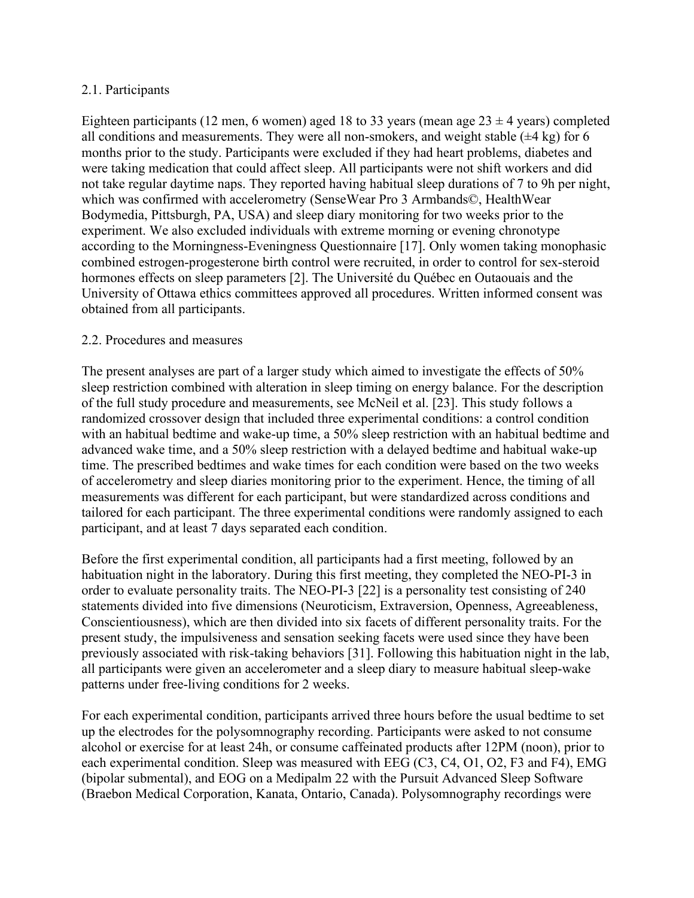## 2.1. Participants

Eighteen participants (12 men, 6 women) aged 18 to 33 years (mean age 23 ± 4 years) completed all conditions and measurements. They were all non-smokers, and weight stable (±4 kg) for 6 months prior to the study. Participants were excluded if they had heart problems, diabetes and were taking medication that could affect sleep. All participants were not shift workers and did not take regular daytime naps. They reported having habitual sleep durations of 7 to 9h per night, which was confirmed with accelerometry (SenseWear Pro 3 Armbands©, HealthWear Bodymedia, Pittsburgh, PA, USA) and sleep diary monitoring for two weeks prior to the experiment. We also excluded individuals with extreme morning or evening chronotype according to the Morningness-Eveningness Questionnaire [17]. Only women taking monophasic combined estrogen-progesterone birth control were recruited, in order to control for sex-steroid hormones effects on sleep parameters [2]. The Université du Québec en Outaouais and the University of Ottawa ethics committees approved all procedures. Written informed consent was obtained from all participants.

## 2.2. Procedures and measures

The present analyses are part of a larger study which aimed to investigate the effects of 50% sleep restriction combined with alteration in sleep timing on energy balance. For the description of the full study procedure and measurements, see McNeil et al. [23]. This study follows a randomized crossover design that included three experimental conditions: a control condition with an habitual bedtime and wake-up time, a 50% sleep restriction with an habitual bedtime and advanced wake time, and a 50% sleep restriction with a delayed bedtime and habitual wake-up time. The prescribed bedtimes and wake times for each condition were based on the two weeks of accelerometry and sleep diaries monitoring prior to the experiment. Hence, the timing of all measurements was different for each participant, but were standardized across conditions and tailored for each participant. The three experimental conditions were randomly assigned to each participant, and at least 7 days separated each condition.

Before the first experimental condition, all participants had a first meeting, followed by an habituation night in the laboratory. During this first meeting, they completed the NEO-PI-3 in order to evaluate personality traits. The NEO-PI-3 [22] is a personality test consisting of 240 statements divided into five dimensions (Neuroticism, Extraversion, Openness, Agreeableness, Conscientiousness), which are then divided into six facets of different personality traits. For the present study, the impulsiveness and sensation seeking facets were used since they have been previously associated with risk-taking behaviors [31]. Following this habituation night in the lab, all participants were given an accelerometer and a sleep diary to measure habitual sleep-wake patterns under free-living conditions for 2 weeks.

For each experimental condition, participants arrived three hours before the usual bedtime to set up the electrodes for the polysomnography recording. Participants were asked to not consume alcohol or exercise for at least 24h, or consume caffeinated products after 12PM (noon), prior to each experimental condition. Sleep was measured with EEG (C3, C4, O1, O2, F3 and F4), EMG (bipolar submental), and EOG on a Medipalm 22 with the Pursuit Advanced Sleep Software (Braebon Medical Corporation, Kanata, Ontario, Canada). Polysomnography recordings were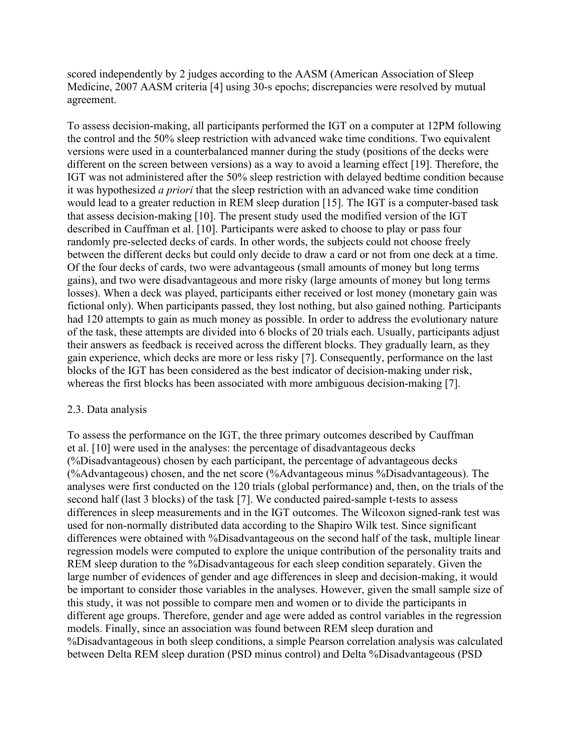scored independently by 2 judges according to the AASM (American Association of Sleep Medicine, 2007 AASM criteria [4] using 30-s epochs; discrepancies were resolved by mutual agreement.

To assess decision-making, all participants performed the IGT on a computer at 12PM following the control and the 50% sleep restriction with advanced wake time conditions. Two equivalent versions were used in a counterbalanced manner during the study (positions of the decks were different on the screen between versions) as a way to avoid a learning effect [19]. Therefore, the IGT was not administered after the 50% sleep restriction with delayed bedtime condition because it was hypothesized *a priori* that the sleep restriction with an advanced wake time condition would lead to a greater reduction in REM sleep duration [15]. The IGT is a computer-based task that assess decision-making [10]. The present study used the modified version of the IGT described in Cauffman et al. [10]. Participants were asked to choose to play or pass four randomly pre-selected decks of cards. In other words, the subjects could not choose freely between the different decks but could only decide to draw a card or not from one deck at a time. Of the four decks of cards, two were advantageous (small amounts of money but long terms gains), and two were disadvantageous and more risky (large amounts of money but long terms losses). When a deck was played, participants either received or lost money (monetary gain was fictional only). When participants passed, they lost nothing, but also gained nothing. Participants had 120 attempts to gain as much money as possible. In order to address the evolutionary nature of the task, these attempts are divided into 6 blocks of 20 trials each. Usually, participants adjust their answers as feedback is received across the different blocks. They gradually learn, as they gain experience, which decks are more or less risky [7]. Consequently, performance on the last blocks of the IGT has been considered as the best indicator of decision-making under risk, whereas the first blocks has been associated with more ambiguous decision-making [7].

## 2.3. Data analysis

To assess the performance on the IGT, the three primary outcomes described by Cauffman et al. [10] were used in the analyses: the percentage of disadvantageous decks (%Disadvantageous) chosen by each participant, the percentage of advantageous decks (%Advantageous) chosen, and the net score (%Advantageous minus %Disadvantageous). The analyses were first conducted on the 120 trials (global performance) and, then, on the trials of the second half (last 3 blocks) of the task [7]. We conducted paired-sample t-tests to assess differences in sleep measurements and in the IGT outcomes. The Wilcoxon signed-rank test was used for non-normally distributed data according to the Shapiro Wilk test. Since significant differences were obtained with %Disadvantageous on the second half of the task, multiple linear regression models were computed to explore the unique contribution of the personality traits and REM sleep duration to the %Disadvantageous for each sleep condition separately. Given the large number of evidences of gender and age differences in sleep and decision-making, it would be important to consider those variables in the analyses. However, given the small sample size of this study, it was not possible to compare men and women or to divide the participants in different age groups. Therefore, gender and age were added as control variables in the regression models. Finally, since an association was found between REM sleep duration and %Disadvantageous in both sleep conditions, a simple Pearson correlation analysis was calculated between Delta REM sleep duration (PSD minus control) and Delta %Disadvantageous (PSD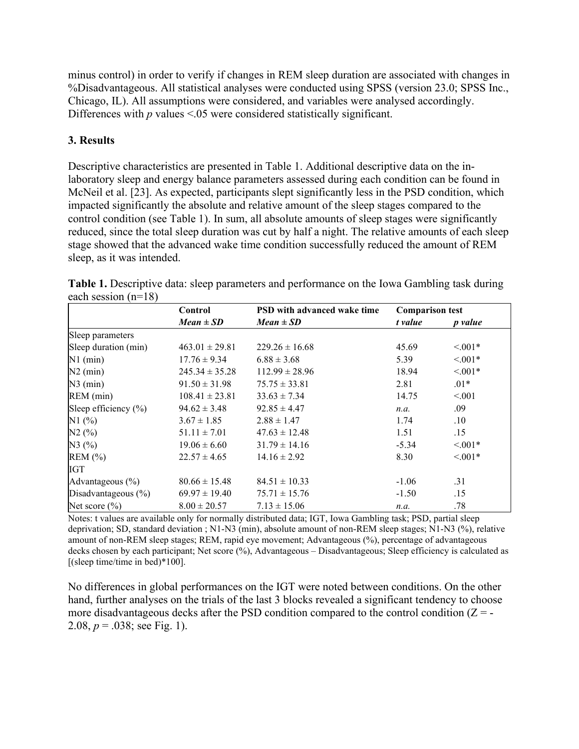minus control) in order to verify if changes in REM sleep duration are associated with changes in %Disadvantageous. All statistical analyses were conducted using SPSS (version 23.0; SPSS Inc., Chicago, IL). All assumptions were considered, and variables were analysed accordingly. Differences with *p* values <.05 were considered statistically significant.

## 3. Results

Descriptive characteristics are presented in Table 1. Additional descriptive data on the in-laboratory sleep and energy balance parameters assessed during each condition can be found in McNeil et al. [23]. As expected, participants slept significantly less in the PSD condition, which impacted significantly the absolute and relative amount of the sleep stages compared to the control condition (see Table 1). In sum, all absolute amounts of sleep stages were significantly reduced, since the total sleep duration was cut by half a night. The relative amounts of each sleep stage showed that the advanced wake time condition successfully reduced the amount of REM sleep, as it was intended.

**Table 1.** Descriptive data: sleep parameters and performance on the Iowa Gambling task during each session (n=18)

| | Control | PSD with advanced wake time | Comparison test | |
|---|---|---|---|---|
| | *Mean ± SD* | *Mean ± SD* | *t value* | *p value* |
| Sleep parameters | | | | |
| Sleep duration (min) | 463.01 ± 29.81 | 229.26 ± 16.68 | 45.69 | <.001* |
| N1 (min) | 17.76 ± 9.34 | 6.88 ± 3.68 | 5.39 | <.001* |
| N2 (min) | 245.34 ± 35.28 | 112.99 ± 28.96 | 18.94 | <.001* |
| N3 (min) | 91.50 ± 31.98 | 75.75 ± 33.81 | 2.81 | .01* |
| REM (min) | 108.41 ± 23.81 | 33.63 ± 7.34 | 14.75 | <.001 |
| Sleep efficiency (%) | 94.62 ± 3.48 | 92.85 ± 4.47 | *n.a.* | .09 |
| N1 (%) | 3.67 ± 1.85 | 2.88 ± 1.47 | 1.74 | .10 |
| N2 (%) | 51.11 ± 7.01 | 47.63 ± 12.48 | 1.51 | .15 |
| N3 (%) | 19.06 ± 6.60 | 31.79 ± 14.16 | -5.34 | <.001* |
| REM (%) | 22.57 ± 4.65 | 14.16 ± 2.92 | 8.30 | <.001* |
| IGT | | | | |
| Advantageous (%) | 80.66 ± 15.48 | 84.51 ± 10.33 | -1.06 | .31 |
| Disadvantageous (%) | 69.97 ± 19.40 | 75.71 ± 15.76 | -1.50 | .15 |
| Net score (%) | 8.00 ± 20.57 | 7.13 ± 15.06 | *n.a.* | .78 |

Notes: t values are available only for normally distributed data; IGT, Iowa Gambling task; PSD, partial sleep deprivation; SD, standard deviation ; N1-N3 (min), absolute amount of non-REM sleep stages; N1-N3 (%), relative amount of non-REM sleep stages; REM, rapid eye movement; Advantageous (%), percentage of advantageous decks chosen by each participant; Net score (%), Advantageous – Disadvantageous; Sleep efficiency is calculated as [(sleep time/time in bed)*100].

No differences in global performances on the IGT were noted between conditions. On the other hand, further analyses on the trials of the last 3 blocks revealed a significant tendency to choose more disadvantageous decks after the PSD condition compared to the control condition ($Z = -2.08$, $p = .038$; see Fig. 1).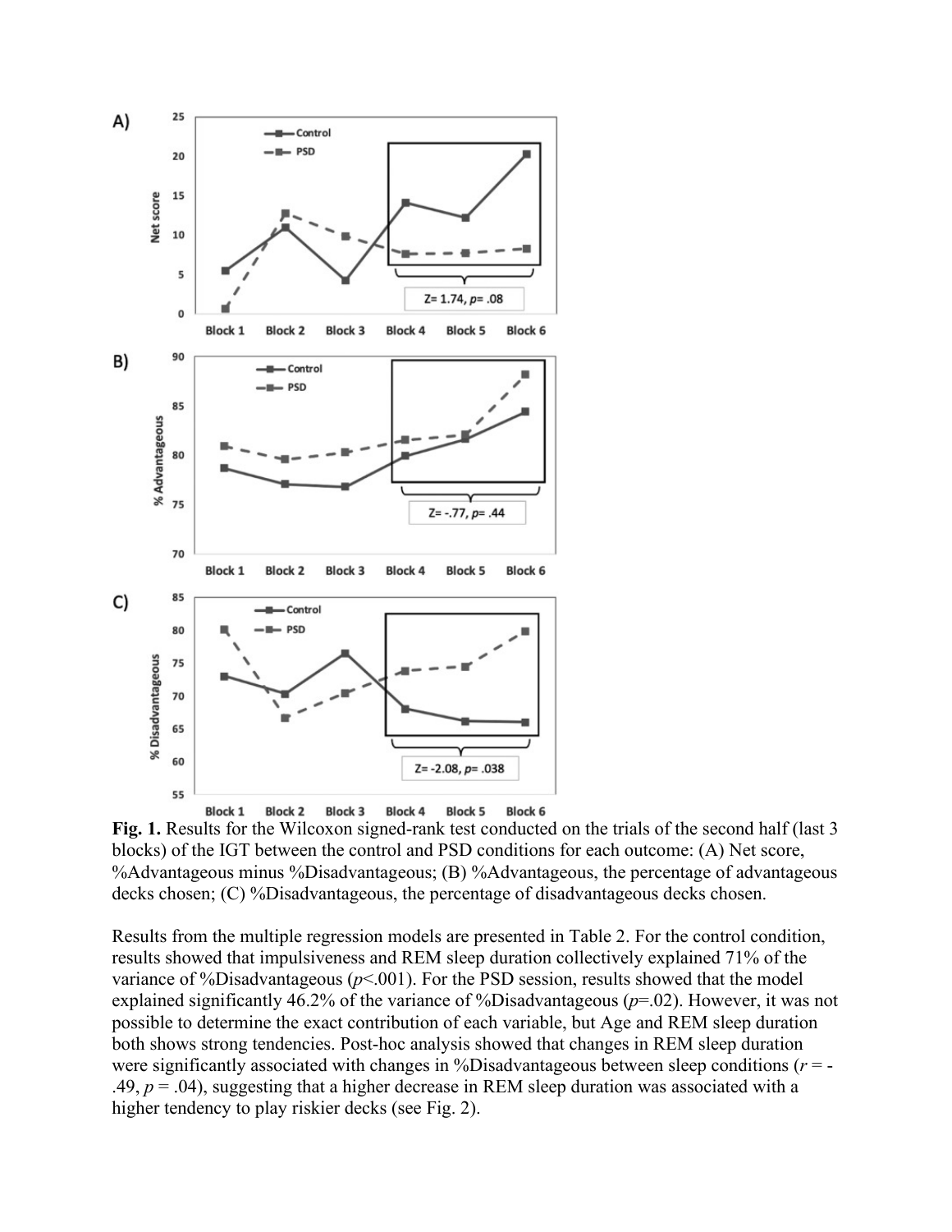**Fig. 1.** Results for the Wilcoxon signed-rank test conducted on the trials of the second half (last 3 blocks) of the IGT between the control and PSD conditions for each outcome: (A) Net score, %Advantageous minus %Disadvantageous; (B) %Advantageous, the percentage of advantageous decks chosen; (C) %Disadvantageous, the percentage of disadvantageous decks chosen.

Results from the multiple regression models are presented in Table 2. For the control condition, results showed that impulsiveness and REM sleep duration collectively explained 71% of the variance of %Disadvantageous ($p<.001$). For the PSD session, results showed that the model explained significantly 46.2% of the variance of %Disadvantageous ($p=.02$). However, it was not possible to determine the exact contribution of each variable, but Age and REM sleep duration both shows strong tendencies. Post-hoc analysis showed that changes in REM sleep duration were significantly associated with changes in %Disadvantageous between sleep conditions ($r = -.49$, $p = .04$), suggesting that a higher decrease in REM sleep duration was associated with a higher tendency to play riskier decks (see Fig. 2).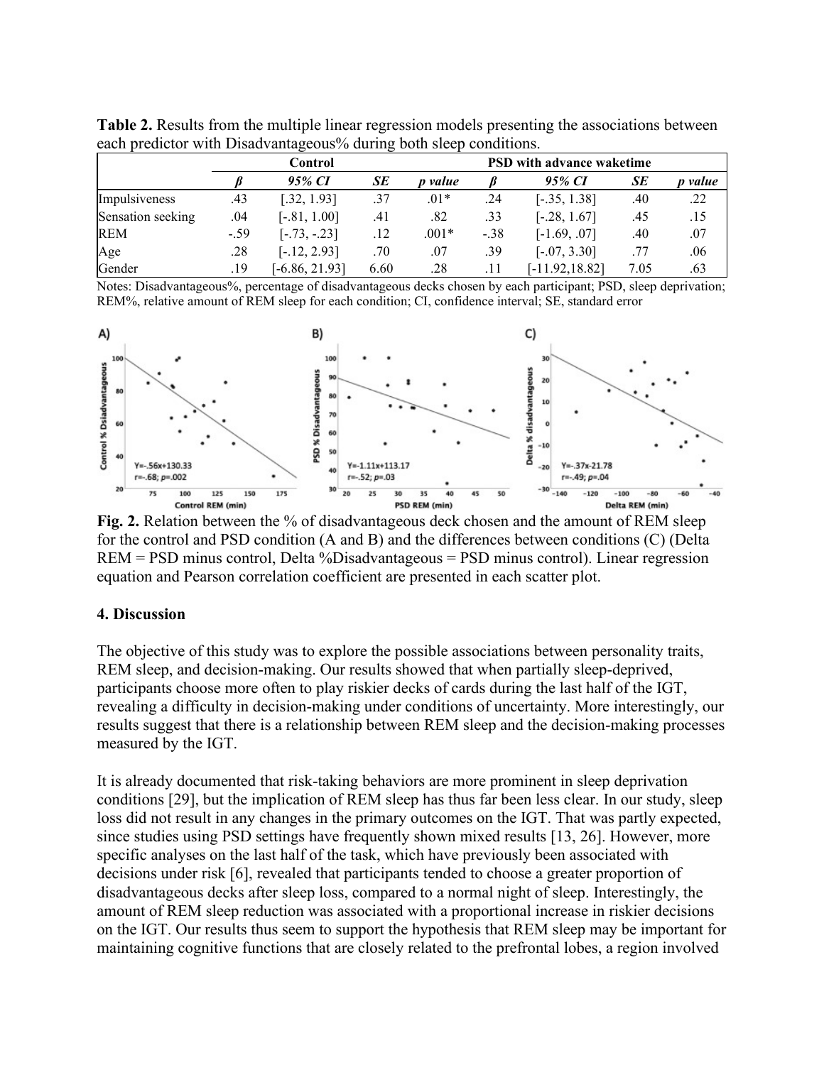**Table 2.** Results from the multiple linear regression models presenting the associations between each predictor with Disadvantageous% during both sleep conditions.

| | Control | | | | PSD with advance waketime | | | |
|---|---|---|---|---|---|---|---|---|
| | *β* | *95% CI* | *SE* | *p value* | *β* | *95% CI* | *SE* | *p value* |
| Impulsiveness | .43 | [.32, 1.93] | .37 | .01* | .24 | [-.35, 1.38] | .40 | .22 |
| Sensation seeking | .04 | [-.81, 1.00] | .41 | .82 | .33 | [-.28, 1.67] | .45 | .15 |
| REM | -.59 | [-.73, -.23] | .12 | .001* | -.38 | [-1.69, .07] | .40 | .07 |
| Age | .28 | [-.12, 2.93] | .70 | .07 | .39 | [-.07, 3.30] | .77 | .06 |
| Gender | .19 | [-6.86, 21.93] | 6.60 | .28 | .11 | [-11.92,18.82] | 7.05 | .63 |

Notes: Disadvantageous%, percentage of disadvantageous decks chosen by each participant; PSD, sleep deprivation; REM%, relative amount of REM sleep for each condition; CI, confidence interval; SE, standard error

**Fig. 2.** Relation between the % of disadvantageous deck chosen and the amount of REM sleep for the control and PSD condition (A and B) and the differences between conditions (C) (Delta REM = PSD minus control, Delta %Disadvantageous = PSD minus control). Linear regression equation and Pearson correlation coefficient are presented in each scatter plot.

## 4. Discussion

The objective of this study was to explore the possible associations between personality traits, REM sleep, and decision-making. Our results showed that when partially sleep-deprived, participants choose more often to play riskier decks of cards during the last half of the IGT, revealing a difficulty in decision-making under conditions of uncertainty. More interestingly, our results suggest that there is a relationship between REM sleep and the decision-making processes measured by the IGT.

It is already documented that risk-taking behaviors are more prominent in sleep deprivation conditions [29], but the implication of REM sleep has thus far been less clear. In our study, sleep loss did not result in any changes in the primary outcomes on the IGT. That was partly expected, since studies using PSD settings have frequently shown mixed results [13, 26]. However, more specific analyses on the last half of the task, which have previously been associated with decisions under risk [6], revealed that participants tended to choose a greater proportion of disadvantageous decks after sleep loss, compared to a normal night of sleep. Interestingly, the amount of REM sleep reduction was associated with a proportional increase in riskier decisions on the IGT. Our results thus seem to support the hypothesis that REM sleep may be important for maintaining cognitive functions that are closely related to the prefrontal lobes, a region involved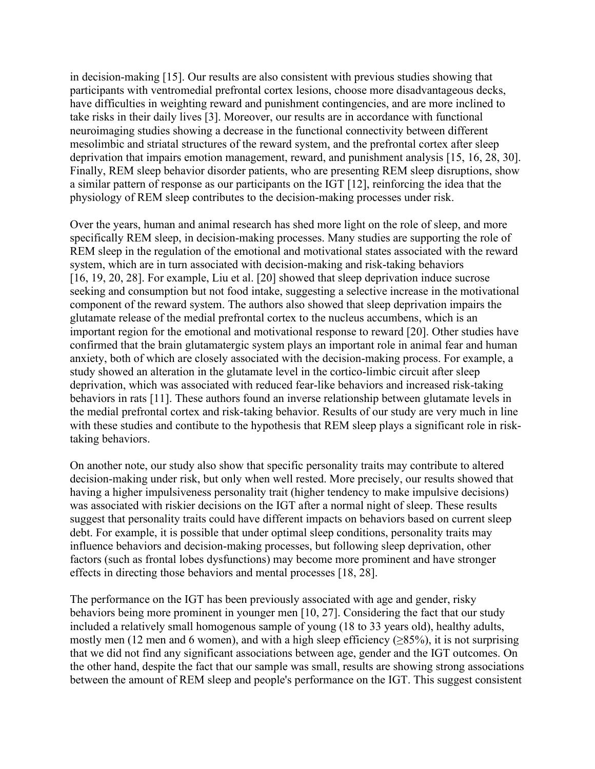in decision-making [15]. Our results are also consistent with previous studies showing that participants with ventromedial prefrontal cortex lesions, choose more disadvantageous decks, have difficulties in weighting reward and punishment contingencies, and are more inclined to take risks in their daily lives [3]. Moreover, our results are in accordance with functional neuroimaging studies showing a decrease in the functional connectivity between different mesolimbic and striatal structures of the reward system, and the prefrontal cortex after sleep deprivation that impairs emotion management, reward, and punishment analysis [15, 16, 28, 30]. Finally, REM sleep behavior disorder patients, who are presenting REM sleep disruptions, show a similar pattern of response as our participants on the IGT [12], reinforcing the idea that the physiology of REM sleep contributes to the decision-making processes under risk.

Over the years, human and animal research has shed more light on the role of sleep, and more specifically REM sleep, in decision-making processes. Many studies are supporting the role of REM sleep in the regulation of the emotional and motivational states associated with the reward system, which are in turn associated with decision-making and risk-taking behaviors [16, 19, 20, 28]. For example, Liu et al. [20] showed that sleep deprivation induce sucrose seeking and consumption but not food intake, suggesting a selective increase in the motivational component of the reward system. The authors also showed that sleep deprivation impairs the glutamate release of the medial prefrontal cortex to the nucleus accumbens, which is an important region for the emotional and motivational response to reward [20]. Other studies have confirmed that the brain glutamatergic system plays an important role in animal fear and human anxiety, both of which are closely associated with the decision-making process. For example, a study showed an alteration in the glutamate level in the cortico-limbic circuit after sleep deprivation, which was associated with reduced fear-like behaviors and increased risk-taking behaviors in rats [11]. These authors found an inverse relationship between glutamate levels in the medial prefrontal cortex and risk-taking behavior. Results of our study are very much in line with these studies and contibute to the hypothesis that REM sleep plays a significant role in risk-taking behaviors.

On another note, our study also show that specific personality traits may contribute to altered decision-making under risk, but only when well rested. More precisely, our results showed that having a higher impulsiveness personality trait (higher tendency to make impulsive decisions) was associated with riskier decisions on the IGT after a normal night of sleep. These results suggest that personality traits could have different impacts on behaviors based on current sleep debt. For example, it is possible that under optimal sleep conditions, personality traits may influence behaviors and decision-making processes, but following sleep deprivation, other factors (such as frontal lobes dysfunctions) may become more prominent and have stronger effects in directing those behaviors and mental processes [18, 28].

The performance on the IGT has been previously associated with age and gender, risky behaviors being more prominent in younger men [10, 27]. Considering the fact that our study included a relatively small homogenous sample of young (18 to 33 years old), healthy adults, mostly men (12 men and 6 women), and with a high sleep efficiency (≥85%), it is not surprising that we did not find any significant associations between age, gender and the IGT outcomes. On the other hand, despite the fact that our sample was small, results are showing strong associations between the amount of REM sleep and people's performance on the IGT. This suggest consistent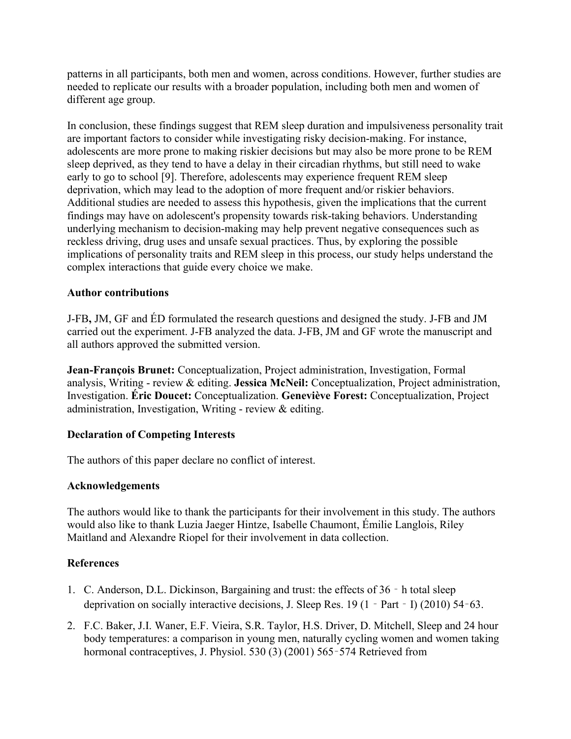patterns in all participants, both men and women, across conditions. However, further studies are needed to replicate our results with a broader population, including both men and women of different age group.

In conclusion, these findings suggest that REM sleep duration and impulsiveness personality trait are important factors to consider while investigating risky decision-making. For instance, adolescents are more prone to making riskier decisions but may also be more prone to be REM sleep deprived, as they tend to have a delay in their circadian rhythms, but still need to wake early to go to school [9]. Therefore, adolescents may experience frequent REM sleep deprivation, which may lead to the adoption of more frequent and/or riskier behaviors. Additional studies are needed to assess this hypothesis, given the implications that the current findings may have on adolescent's propensity towards risk-taking behaviors. Understanding underlying mechanism to decision-making may help prevent negative consequences such as reckless driving, drug uses and unsafe sexual practices. Thus, by exploring the possible implications of personality traits and REM sleep in this process, our study helps understand the complex interactions that guide every choice we make.

### Author contributions

J-FB**,** JM, GF and ÉD formulated the research questions and designed the study. J-FB and JM carried out the experiment. J-FB analyzed the data. J-FB, JM and GF wrote the manuscript and all authors approved the submitted version.

**Jean-François Brunet:** Conceptualization, Project administration, Investigation, Formal analysis, Writing - review & editing. **Jessica McNeil:** Conceptualization, Project administration, Investigation. **Éric Doucet:** Conceptualization. **Geneviève Forest:** Conceptualization, Project administration, Investigation, Writing - review & editing.

### Declaration of Competing Interests

The authors of this paper declare no conflict of interest.

### Acknowledgements

The authors would like to thank the participants for their involvement in this study. The authors would also like to thank Luzia Jaeger Hintze, Isabelle Chaumont, Émilie Langlois, Riley Maitland and Alexandre Riopel for their involvement in data collection.

### References

1. C. Anderson, D.L. Dickinson, Bargaining and trust: the effects of 36‐h total sleep deprivation on socially interactive decisions, J. Sleep Res. 19 (1‐Part‐I) (2010) 54‐63.
2. F.C. Baker, J.I. Waner, E.F. Vieira, S.R. Taylor, H.S. Driver, D. Mitchell, Sleep and 24 hour body temperatures: a comparison in young men, naturally cycling women and women taking hormonal contraceptives, J. Physiol. 530 (3) (2001) 565‐574 Retrieved from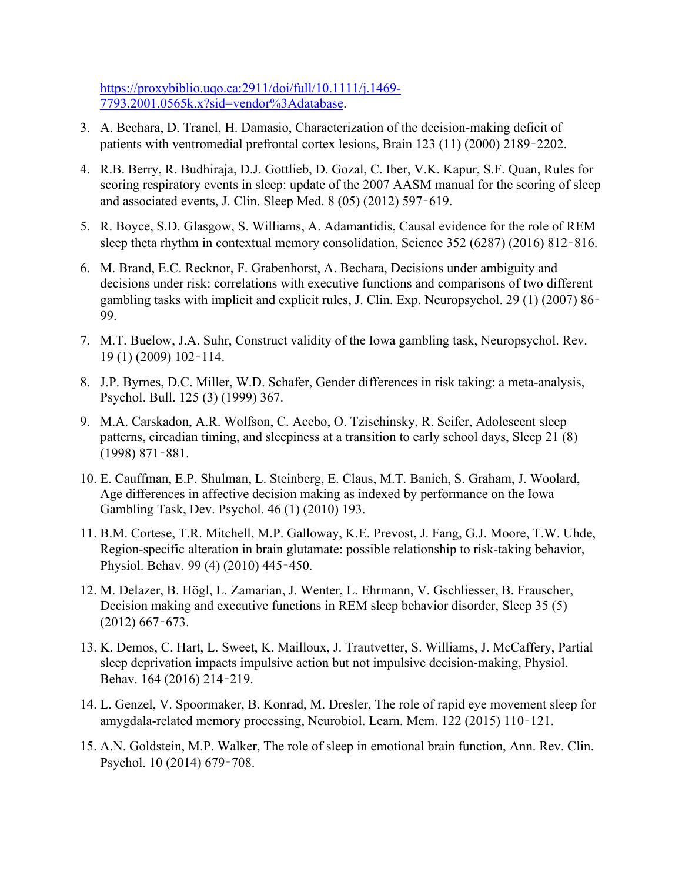https://proxybiblio.uqo.ca:2911/doi/full/10.1111/j.1469-7793.2001.0565k.x?sid=vendor%3Adatabase.

3. A. Bechara, D. Tranel, H. Damasio, Characterization of the decision-making deficit of patients with ventromedial prefrontal cortex lesions, Brain 123 (11) (2000) 2189‑2202.
4. R.B. Berry, R. Budhiraja, D.J. Gottlieb, D. Gozal, C. Iber, V.K. Kapur, S.F. Quan, Rules for scoring respiratory events in sleep: update of the 2007 AASM manual for the scoring of sleep and associated events, J. Clin. Sleep Med. 8 (05) (2012) 597‑619.
5. R. Boyce, S.D. Glasgow, S. Williams, A. Adamantidis, Causal evidence for the role of REM sleep theta rhythm in contextual memory consolidation, Science 352 (6287) (2016) 812‑816.
6. M. Brand, E.C. Recknor, F. Grabenhorst, A. Bechara, Decisions under ambiguity and decisions under risk: correlations with executive functions and comparisons of two different gambling tasks with implicit and explicit rules, J. Clin. Exp. Neuropsychol. 29 (1) (2007) 86‑99.
7. M.T. Buelow, J.A. Suhr, Construct validity of the Iowa gambling task, Neuropsychol. Rev. 19 (1) (2009) 102‑114.
8. J.P. Byrnes, D.C. Miller, W.D. Schafer, Gender differences in risk taking: a meta-analysis, Psychol. Bull. 125 (3) (1999) 367.
9. M.A. Carskadon, A.R. Wolfson, C. Acebo, O. Tzischinsky, R. Seifer, Adolescent sleep patterns, circadian timing, and sleepiness at a transition to early school days, Sleep 21 (8) (1998) 871‑881.
10. E. Cauffman, E.P. Shulman, L. Steinberg, E. Claus, M.T. Banich, S. Graham, J. Woolard, Age differences in affective decision making as indexed by performance on the Iowa Gambling Task, Dev. Psychol. 46 (1) (2010) 193.
11. B.M. Cortese, T.R. Mitchell, M.P. Galloway, K.E. Prevost, J. Fang, G.J. Moore, T.W. Uhde, Region-specific alteration in brain glutamate: possible relationship to risk-taking behavior, Physiol. Behav. 99 (4) (2010) 445‑450.
12. M. Delazer, B. Högl, L. Zamarian, J. Wenter, L. Ehrmann, V. Gschliesser, B. Frauscher, Decision making and executive functions in REM sleep behavior disorder, Sleep 35 (5) (2012) 667‑673.
13. K. Demos, C. Hart, L. Sweet, K. Mailloux, J. Trautvetter, S. Williams, J. McCaffery, Partial sleep deprivation impacts impulsive action but not impulsive decision-making, Physiol. Behav. 164 (2016) 214‑219.
14. L. Genzel, V. Spoormaker, B. Konrad, M. Dresler, The role of rapid eye movement sleep for amygdala-related memory processing, Neurobiol. Learn. Mem. 122 (2015) 110‑121.
15. A.N. Goldstein, M.P. Walker, The role of sleep in emotional brain function, Ann. Rev. Clin. Psychol. 10 (2014) 679‑708.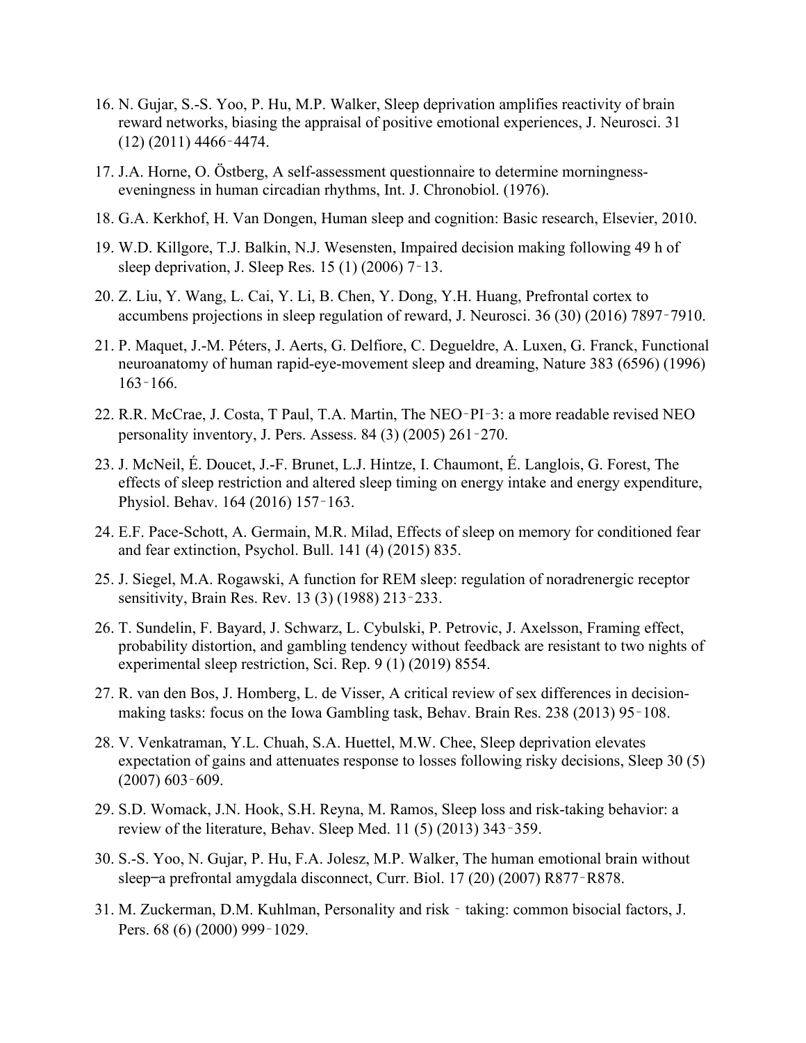16. N. Gujar, S.-S. Yoo, P. Hu, M.P. Walker, Sleep deprivation amplifies reactivity of brain reward networks, biasing the appraisal of positive emotional experiences, J. Neurosci. 31 (12) (2011) 4466–4474.
17. J.A. Horne, O. Östberg, A self-assessment questionnaire to determine morningness-eveningness in human circadian rhythms, Int. J. Chronobiol. (1976).
18. G.A. Kerkhof, H. Van Dongen, Human sleep and cognition: Basic research, Elsevier, 2010.
19. W.D. Killgore, T.J. Balkin, N.J. Wesensten, Impaired decision making following 49 h of sleep deprivation, J. Sleep Res. 15 (1) (2006) 7–13.
20. Z. Liu, Y. Wang, L. Cai, Y. Li, B. Chen, Y. Dong, Y.H. Huang, Prefrontal cortex to accumbens projections in sleep regulation of reward, J. Neurosci. 36 (30) (2016) 7897–7910.
21. P. Maquet, J.-M. Péters, J. Aerts, G. Delfiore, C. Degueldre, A. Luxen, G. Franck, Functional neuroanatomy of human rapid-eye-movement sleep and dreaming, Nature 383 (6596) (1996) 163–166.
22. R.R. McCrae, J. Costa, T Paul, T.A. Martin, The NEO–PI–3: a more readable revised NEO personality inventory, J. Pers. Assess. 84 (3) (2005) 261–270.
23. J. McNeil, É. Doucet, J.-F. Brunet, L.J. Hintze, I. Chaumont, É. Langlois, G. Forest, The effects of sleep restriction and altered sleep timing on energy intake and energy expenditure, Physiol. Behav. 164 (2016) 157–163.
24. E.F. Pace-Schott, A. Germain, M.R. Milad, Effects of sleep on memory for conditioned fear and fear extinction, Psychol. Bull. 141 (4) (2015) 835.
25. J. Siegel, M.A. Rogawski, A function for REM sleep: regulation of noradrenergic receptor sensitivity, Brain Res. Rev. 13 (3) (1988) 213–233.
26. T. Sundelin, F. Bayard, J. Schwarz, L. Cybulski, P. Petrovic, J. Axelsson, Framing effect, probability distortion, and gambling tendency without feedback are resistant to two nights of experimental sleep restriction, Sci. Rep. 9 (1) (2019) 8554.
27. R. van den Bos, J. Homberg, L. de Visser, A critical review of sex differences in decision-making tasks: focus on the Iowa Gambling task, Behav. Brain Res. 238 (2013) 95–108.
28. V. Venkatraman, Y.L. Chuah, S.A. Huettel, M.W. Chee, Sleep deprivation elevates expectation of gains and attenuates response to losses following risky decisions, Sleep 30 (5) (2007) 603–609.
29. S.D. Womack, J.N. Hook, S.H. Reyna, M. Ramos, Sleep loss and risk-taking behavior: a review of the literature, Behav. Sleep Med. 11 (5) (2013) 343–359.
30. S.-S. Yoo, N. Gujar, P. Hu, F.A. Jolesz, M.P. Walker, The human emotional brain without sleep—a prefrontal amygdala disconnect, Curr. Biol. 17 (20) (2007) R877–R878.
31. M. Zuckerman, D.M. Kuhlman, Personality and risk – taking: common bisocial factors, J. Pers. 68 (6) (2000) 999–1029.